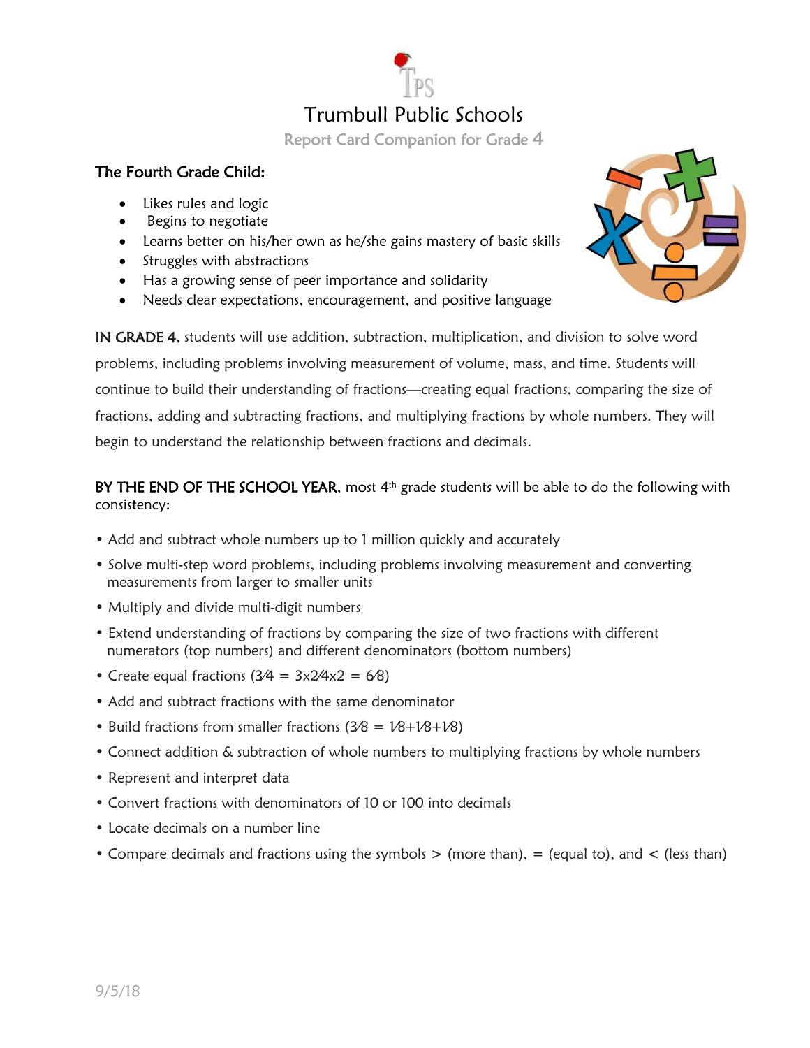# Trumbull Public Schools

## Report Card Companion for Grade 4

### The Fourth Grade Child:

- Likes rules and logic
- Begins to negotiate
- Learns better on his/her own as he/she gains mastery of basic skills
- Struggles with abstractions
- Has a growing sense of peer importance and solidarity
- Needs clear expectations, encouragement, and positive language

**IN GRADE 4**, students will use addition, subtraction, multiplication, and division to solve word problems, including problems involving measurement of volume, mass, and time. Students will continue to build their understanding of fractions—creating equal fractions, comparing the size of fractions, adding and subtracting fractions, and multiplying fractions by whole numbers. They will begin to understand the relationship between fractions and decimals.

**BY THE END OF THE SCHOOL YEAR**, most 4th grade students will be able to do the following with consistency:

- Add and subtract whole numbers up to 1 million quickly and accurately
- Solve multi-step word problems, including problems involving measurement and converting measurements from larger to smaller units
- Multiply and divide multi-digit numbers
- Extend understanding of fractions by comparing the size of two fractions with different numerators (top numbers) and different denominators (bottom numbers)
- Create equal fractions ($3/4 = 3\times2/4\times2 = 6/8$)
- Add and subtract fractions with the same denominator
- Build fractions from smaller fractions ($3/8 = 1/8+1/8+1/8$)
- Connect addition & subtraction of whole numbers to multiplying fractions by whole numbers
- Represent and interpret data
- Convert fractions with denominators of 10 or 100 into decimals
- Locate decimals on a number line
- Compare decimals and fractions using the symbols > (more than), = (equal to), and < (less than)

9/5/18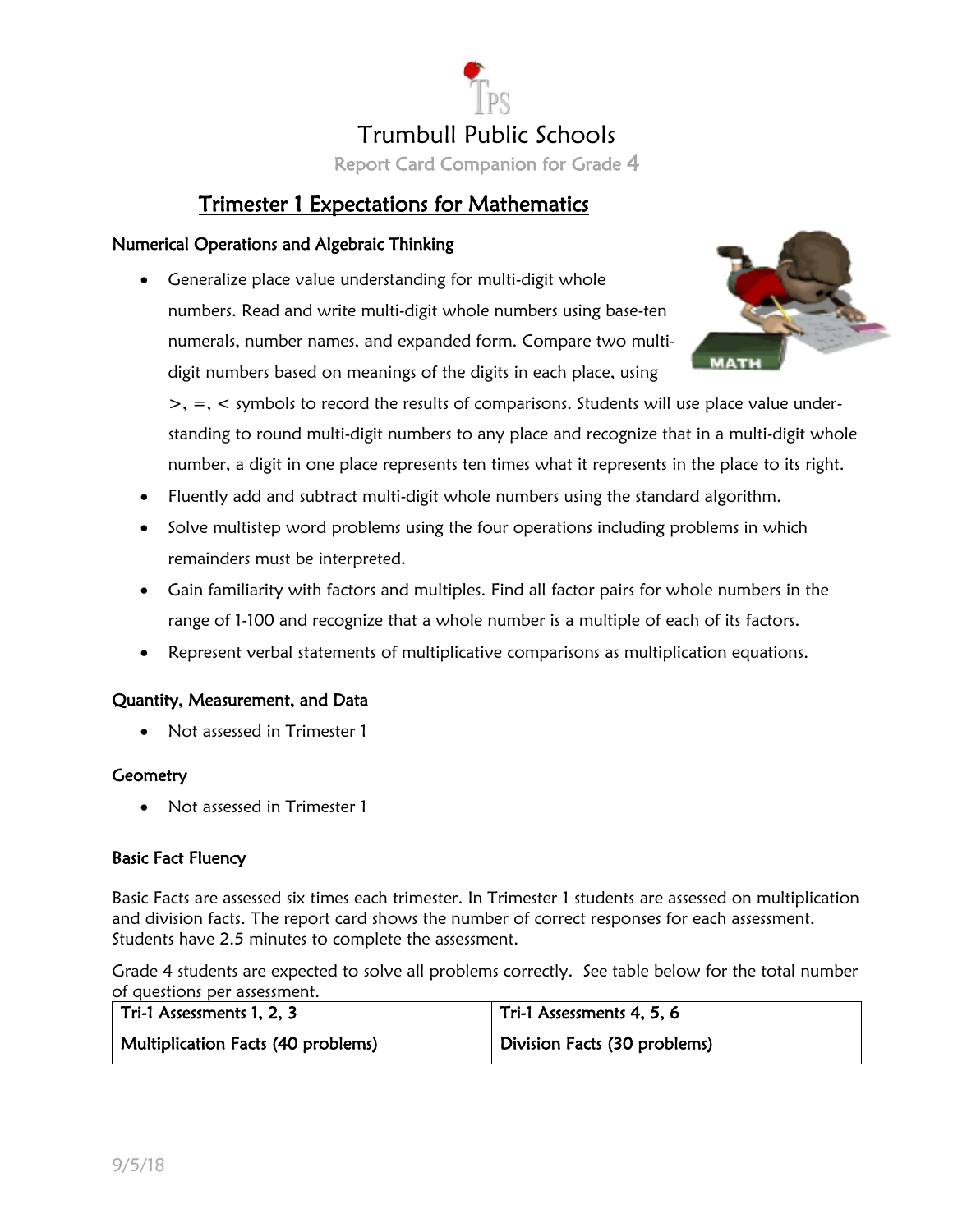# Trumbull Public Schools

Report Card Companion for Grade 4

## Trimester 1 Expectations for Mathematics

### Numerical Operations and Algebraic Thinking

- Generalize place value understanding for multi-digit whole numbers. Read and write multi-digit whole numbers using base-ten numerals, number names, and expanded form. Compare two multi-digit numbers based on meanings of the digits in each place, using >, =, < symbols to record the results of comparisons. Students will use place value understanding to round multi-digit numbers to any place and recognize that in a multi-digit whole number, a digit in one place represents ten times what it represents in the place to its right.
- Fluently add and subtract multi-digit whole numbers using the standard algorithm.
- Solve multistep word problems using the four operations including problems in which remainders must be interpreted.
- Gain familiarity with factors and multiples. Find all factor pairs for whole numbers in the range of 1-100 and recognize that a whole number is a multiple of each of its factors.
- Represent verbal statements of multiplicative comparisons as multiplication equations.

### Quantity, Measurement, and Data

- Not assessed in Trimester 1

### Geometry

- Not assessed in Trimester 1

### Basic Fact Fluency

Basic Facts are assessed six times each trimester. In Trimester 1 students are assessed on multiplication and division facts. The report card shows the number of correct responses for each assessment. Students have 2.5 minutes to complete the assessment.

Grade 4 students are expected to solve all problems correctly. See table below for the total number of questions per assessment.

| Tri-1 Assessments 1, 2, 3 | Tri-1 Assessments 4, 5, 6 |
|---|---|
| Multiplication Facts (40 problems) | Division Facts (30 problems) |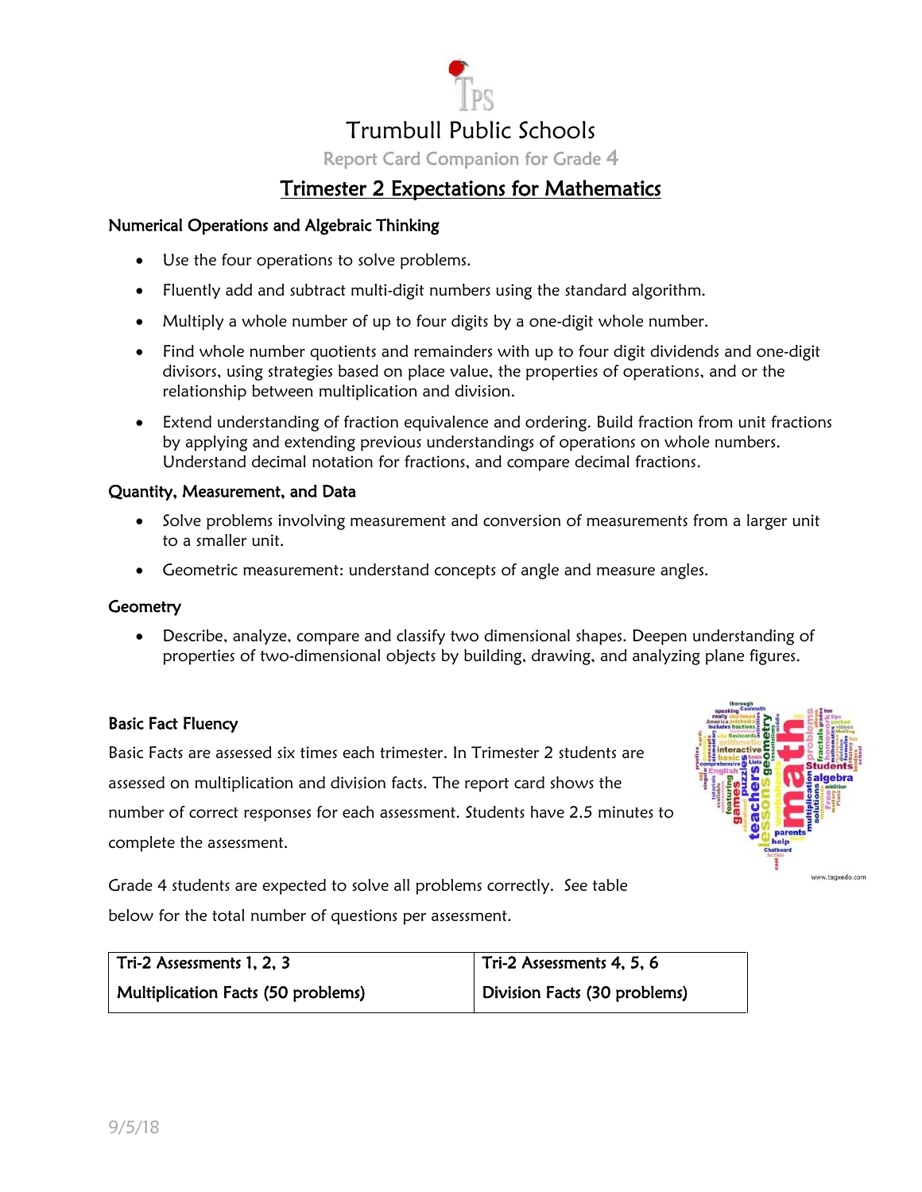# Trumbull Public Schools

Report Card Companion for Grade 4

## Trimester 2 Expectations for Mathematics

### Numerical Operations and Algebraic Thinking

- Use the four operations to solve problems.
- Fluently add and subtract multi-digit numbers using the standard algorithm.
- Multiply a whole number of up to four digits by a one-digit whole number.
- Find whole number quotients and remainders with up to four digit dividends and one-digit divisors, using strategies based on place value, the properties of operations, and or the relationship between multiplication and division.
- Extend understanding of fraction equivalence and ordering. Build fraction from unit fractions by applying and extending previous understandings of operations on whole numbers. Understand decimal notation for fractions, and compare decimal fractions.

### Quantity, Measurement, and Data

- Solve problems involving measurement and conversion of measurements from a larger unit to a smaller unit.
- Geometric measurement: understand concepts of angle and measure angles.

### Geometry

- Describe, analyze, compare and classify two dimensional shapes. Deepen understanding of properties of two-dimensional objects by building, drawing, and analyzing plane figures.

### Basic Fact Fluency

Basic Facts are assessed six times each trimester. In Trimester 2 students are assessed on multiplication and division facts. The report card shows the number of correct responses for each assessment. Students have 2.5 minutes to complete the assessment.

Grade 4 students are expected to solve all problems correctly. See table below for the total number of questions per assessment.

| Tri-2 Assessments 1, 2, 3 | Tri-2 Assessments 4, 5, 6 |
|---|---|
| Multiplication Facts (50 problems) | Division Facts (30 problems) |

9/5/18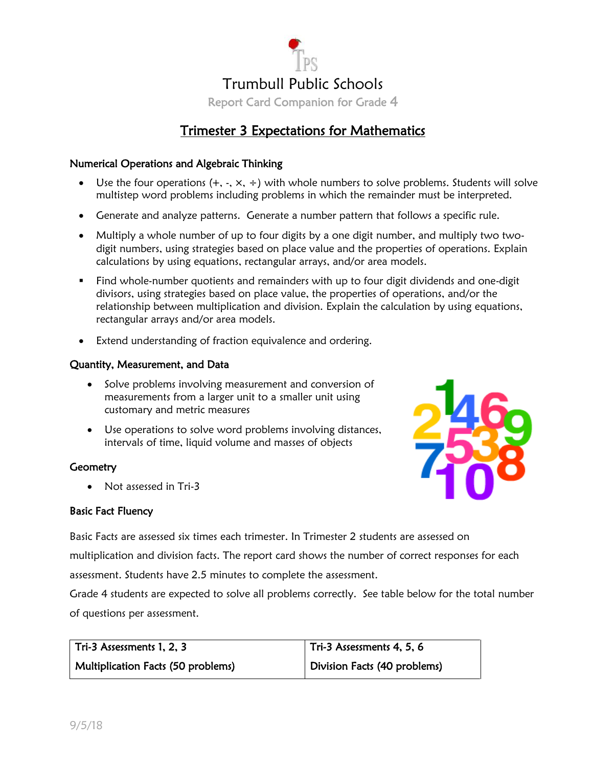# Trumbull Public Schools

Report Card Companion for Grade 4

## Trimester 3 Expectations for Mathematics

### Numerical Operations and Algebraic Thinking

- Use the four operations (+, -, ×, ÷) with whole numbers to solve problems. Students will solve multistep word problems including problems in which the remainder must be interpreted.
- Generate and analyze patterns. Generate a number pattern that follows a specific rule.
- Multiply a whole number of up to four digits by a one digit number, and multiply two two-digit numbers, using strategies based on place value and the properties of operations. Explain calculations by using equations, rectangular arrays, and/or area models.
- Find whole-number quotients and remainders with up to four digit dividends and one-digit divisors, using strategies based on place value, the properties of operations, and/or the relationship between multiplication and division. Explain the calculation by using equations, rectangular arrays and/or area models.
- Extend understanding of fraction equivalence and ordering.

### Quantity, Measurement, and Data

- Solve problems involving measurement and conversion of measurements from a larger unit to a smaller unit using customary and metric measures
- Use operations to solve word problems involving distances, intervals of time, liquid volume and masses of objects

### Geometry

- Not assessed in Tri-3

### Basic Fact Fluency

Basic Facts are assessed six times each trimester. In Trimester 2 students are assessed on multiplication and division facts. The report card shows the number of correct responses for each assessment. Students have 2.5 minutes to complete the assessment.

Grade 4 students are expected to solve all problems correctly. See table below for the total number of questions per assessment.

| Tri-3 Assessments 1, 2, 3 | Tri-3 Assessments 4, 5, 6 |
|---|---|
| Multiplication Facts (50 problems) | Division Facts (40 problems) |